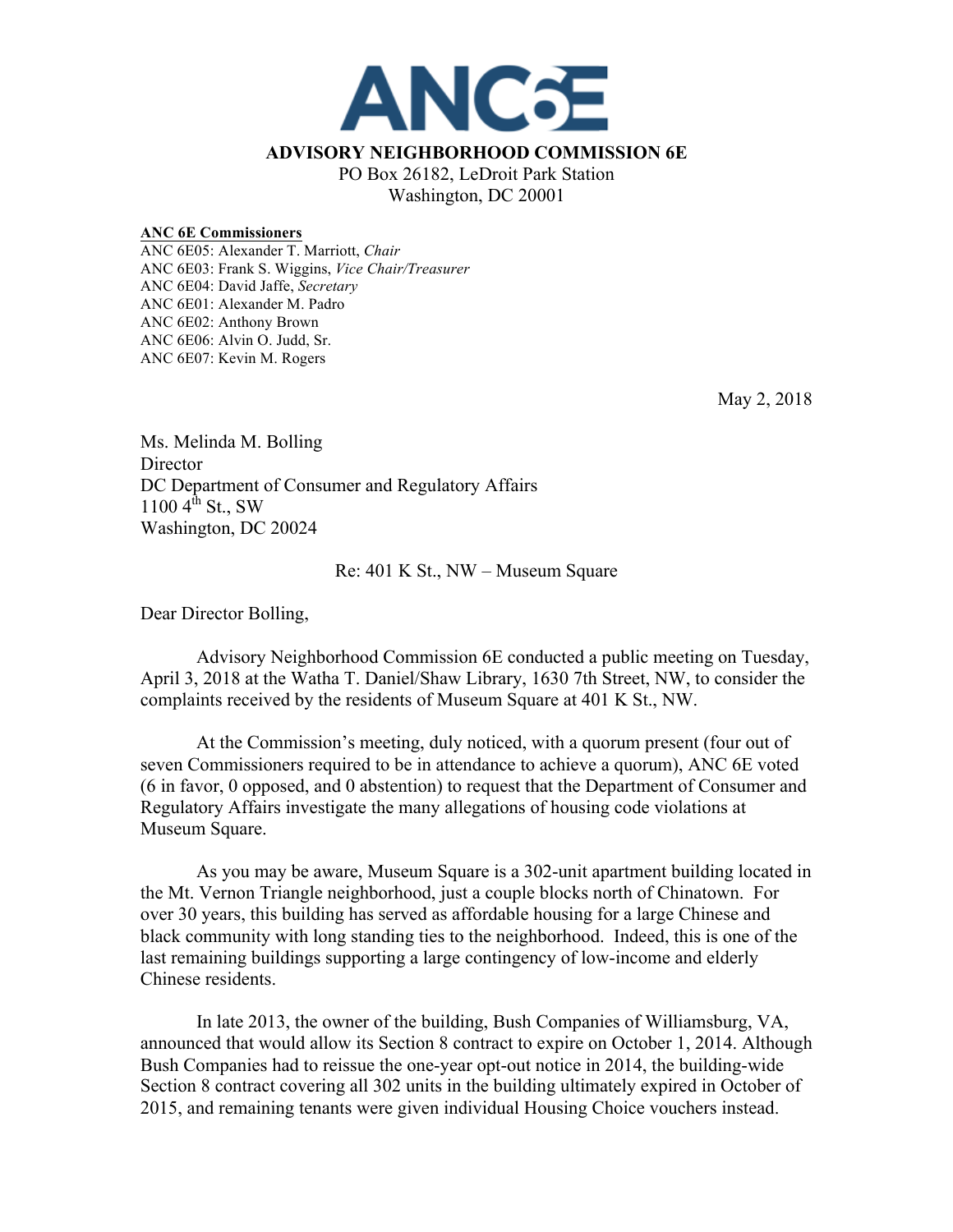# ANC6E

**ADVISORY NEIGHBORHOOD COMMISSION 6E**
PO Box 26182, LeDroit Park Station
Washington, DC 20001

**ANC 6E Commissioners**
ANC 6E05: Alexander T. Marriott, *Chair*
ANC 6E03: Frank S. Wiggins, *Vice Chair/Treasurer*
ANC 6E04: David Jaffe, *Secretary*
ANC 6E01: Alexander M. Padro
ANC 6E02: Anthony Brown
ANC 6E06: Alvin O. Judd, Sr.
ANC 6E07: Kevin M. Rogers

May 2, 2018

Ms. Melinda M. Bolling
Director
DC Department of Consumer and Regulatory Affairs
1100 4th St., SW
Washington, DC 20024

Re: 401 K St., NW – Museum Square

Dear Director Bolling,

Advisory Neighborhood Commission 6E conducted a public meeting on Tuesday, April 3, 2018 at the Watha T. Daniel/Shaw Library, 1630 7th Street, NW, to consider the complaints received by the residents of Museum Square at 401 K St., NW.

At the Commission's meeting, duly noticed, with a quorum present (four out of seven Commissioners required to be in attendance to achieve a quorum), ANC 6E voted (6 in favor, 0 opposed, and 0 abstention) to request that the Department of Consumer and Regulatory Affairs investigate the many allegations of housing code violations at Museum Square.

As you may be aware, Museum Square is a 302-unit apartment building located in the Mt. Vernon Triangle neighborhood, just a couple blocks north of Chinatown. For over 30 years, this building has served as affordable housing for a large Chinese and black community with long standing ties to the neighborhood. Indeed, this is one of the last remaining buildings supporting a large contingency of low-income and elderly Chinese residents.

In late 2013, the owner of the building, Bush Companies of Williamsburg, VA, announced that would allow its Section 8 contract to expire on October 1, 2014. Although Bush Companies had to reissue the one-year opt-out notice in 2014, the building-wide Section 8 contract covering all 302 units in the building ultimately expired in October of 2015, and remaining tenants were given individual Housing Choice vouchers instead.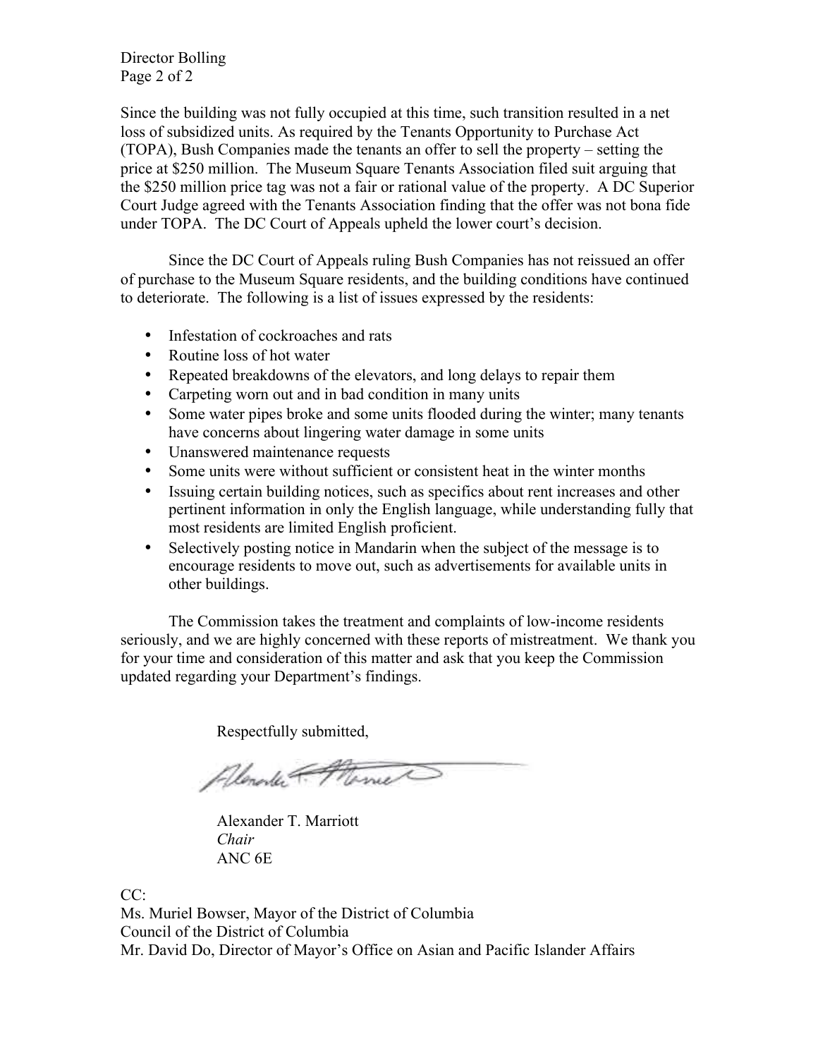Since the building was not fully occupied at this time, such transition resulted in a net loss of subsidized units. As required by the Tenants Opportunity to Purchase Act (TOPA), Bush Companies made the tenants an offer to sell the property – setting the price at $250 million. The Museum Square Tenants Association filed suit arguing that the $250 million price tag was not a fair or rational value of the property. A DC Superior Court Judge agreed with the Tenants Association finding that the offer was not bona fide under TOPA. The DC Court of Appeals upheld the lower court's decision.

Since the DC Court of Appeals ruling Bush Companies has not reissued an offer of purchase to the Museum Square residents, and the building conditions have continued to deteriorate. The following is a list of issues expressed by the residents:

- Infestation of cockroaches and rats
- Routine loss of hot water
- Repeated breakdowns of the elevators, and long delays to repair them
- Carpeting worn out and in bad condition in many units
- Some water pipes broke and some units flooded during the winter; many tenants have concerns about lingering water damage in some units
- Unanswered maintenance requests
- Some units were without sufficient or consistent heat in the winter months
- Issuing certain building notices, such as specifics about rent increases and other pertinent information in only the English language, while understanding fully that most residents are limited English proficient.
- Selectively posting notice in Mandarin when the subject of the message is to encourage residents to move out, such as advertisements for available units in other buildings.

The Commission takes the treatment and complaints of low-income residents seriously, and we are highly concerned with these reports of mistreatment. We thank you for your time and consideration of this matter and ask that you keep the Commission updated regarding your Department's findings.

Respectfully submitted,

Alexander T. Marriott
*Chair*
ANC 6E

CC:
Ms. Muriel Bowser, Mayor of the District of Columbia
Council of the District of Columbia
Mr. David Do, Director of Mayor's Office on Asian and Pacific Islander Affairs